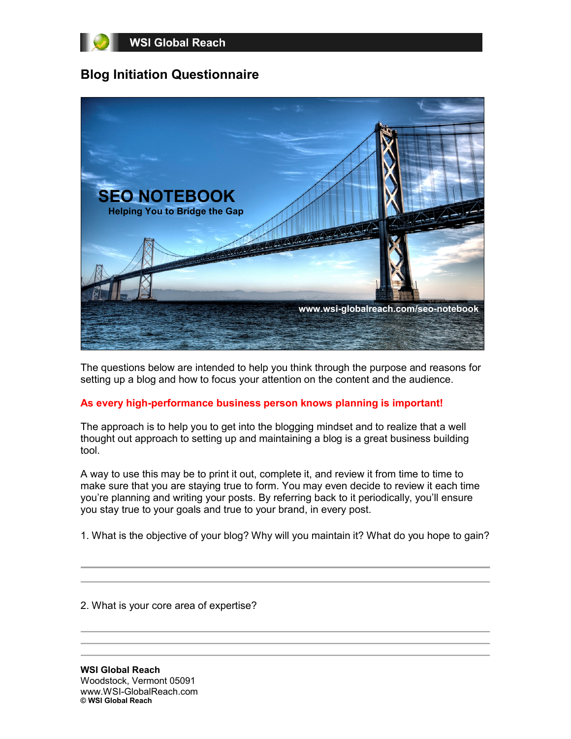# WSI Global Reach

## Blog Initiation Questionnaire

SEO NOTEBOOK
Helping You to Bridge the Gap

www.wsi-globalreach.com/seo-notebook

The questions below are intended to help you think through the purpose and reasons for setting up a blog and how to focus your attention on the content and the audience.

**As every high-performance business person knows planning is important!**

The approach is to help you to get into the blogging mindset and to realize that a well thought out approach to setting up and maintaining a blog is a great business building tool.

A way to use this may be to print it out, complete it, and review it from time to time to make sure that you are staying true to form. You may even decide to review it each time you're planning and writing your posts. By referring back to it periodically, you'll ensure you stay true to your goals and true to your brand, in every post.

1. What is the objective of your blog? Why will you maintain it? What do you hope to gain?

---

---

2. What is your core area of expertise?

---

---

---

**WSI Global Reach**
Woodstock, Vermont 05091
www.WSI-GlobalReach.com
**© WSI Global Reach**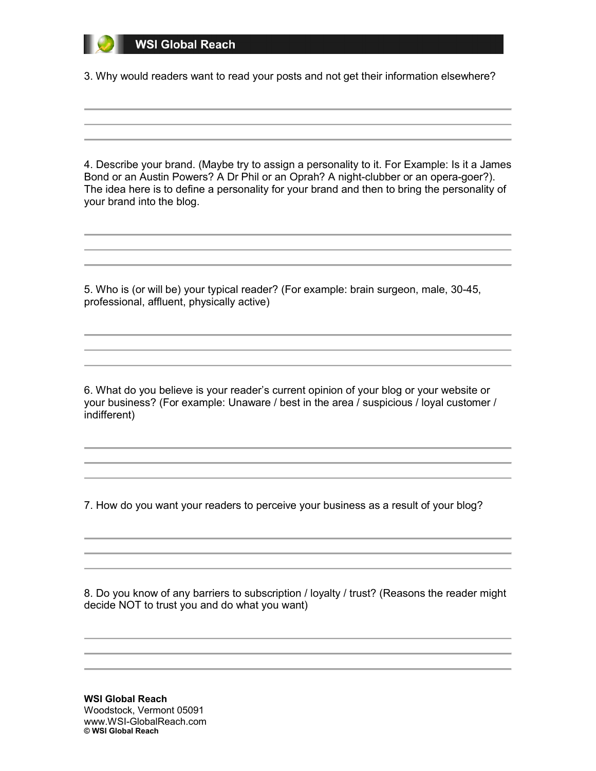3. Why would readers want to read your posts and not get their information elsewhere?

4. Describe your brand. (Maybe try to assign a personality to it. For Example: Is it a James Bond or an Austin Powers? A Dr Phil or an Oprah? A night-clubber or an opera-goer?). The idea here is to define a personality for your brand and then to bring the personality of your brand into the blog.

5. Who is (or will be) your typical reader? (For example: brain surgeon, male, 30-45, professional, affluent, physically active)

6. What do you believe is your reader's current opinion of your blog or your website or your business? (For example: Unaware / best in the area / suspicious / loyal customer / indifferent)

7. How do you want your readers to perceive your business as a result of your blog?

8. Do you know of any barriers to subscription / loyalty / trust? (Reasons the reader might decide NOT to trust you and do what you want)

**WSI Global Reach**
Woodstock, Vermont 05091
www.WSI-GlobalReach.com
**© WSI Global Reach**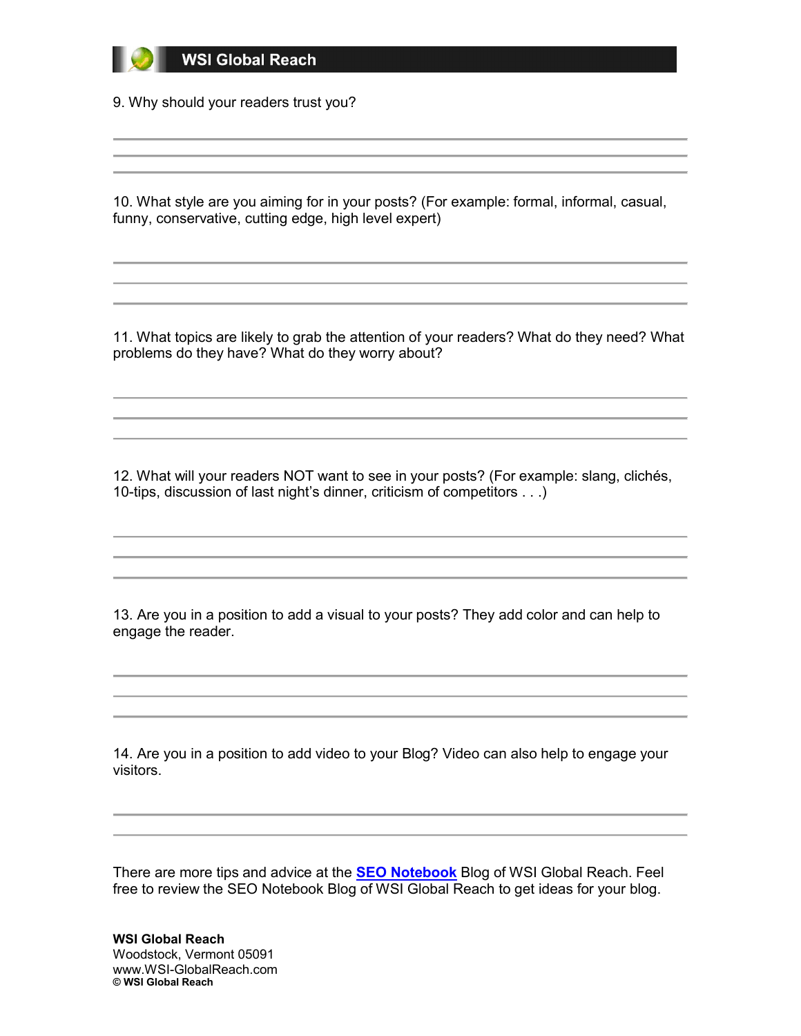9. Why should your readers trust you?

10. What style are you aiming for in your posts? (For example: formal, informal, casual, funny, conservative, cutting edge, high level expert)

11. What topics are likely to grab the attention of your readers? What do they need? What problems do they have? What do they worry about?

12. What will your readers NOT want to see in your posts? (For example: slang, clichés, 10-tips, discussion of last night's dinner, criticism of competitors . . .)

13. Are you in a position to add a visual to your posts? They add color and can help to engage the reader.

14. Are you in a position to add video to your Blog? Video can also help to engage your visitors.

There are more tips and advice at the **SEO Notebook** Blog of WSI Global Reach. Feel free to review the SEO Notebook Blog of WSI Global Reach to get ideas for your blog.

**WSI Global Reach**
Woodstock, Vermont 05091
www.WSI-GlobalReach.com
**© WSI Global Reach**